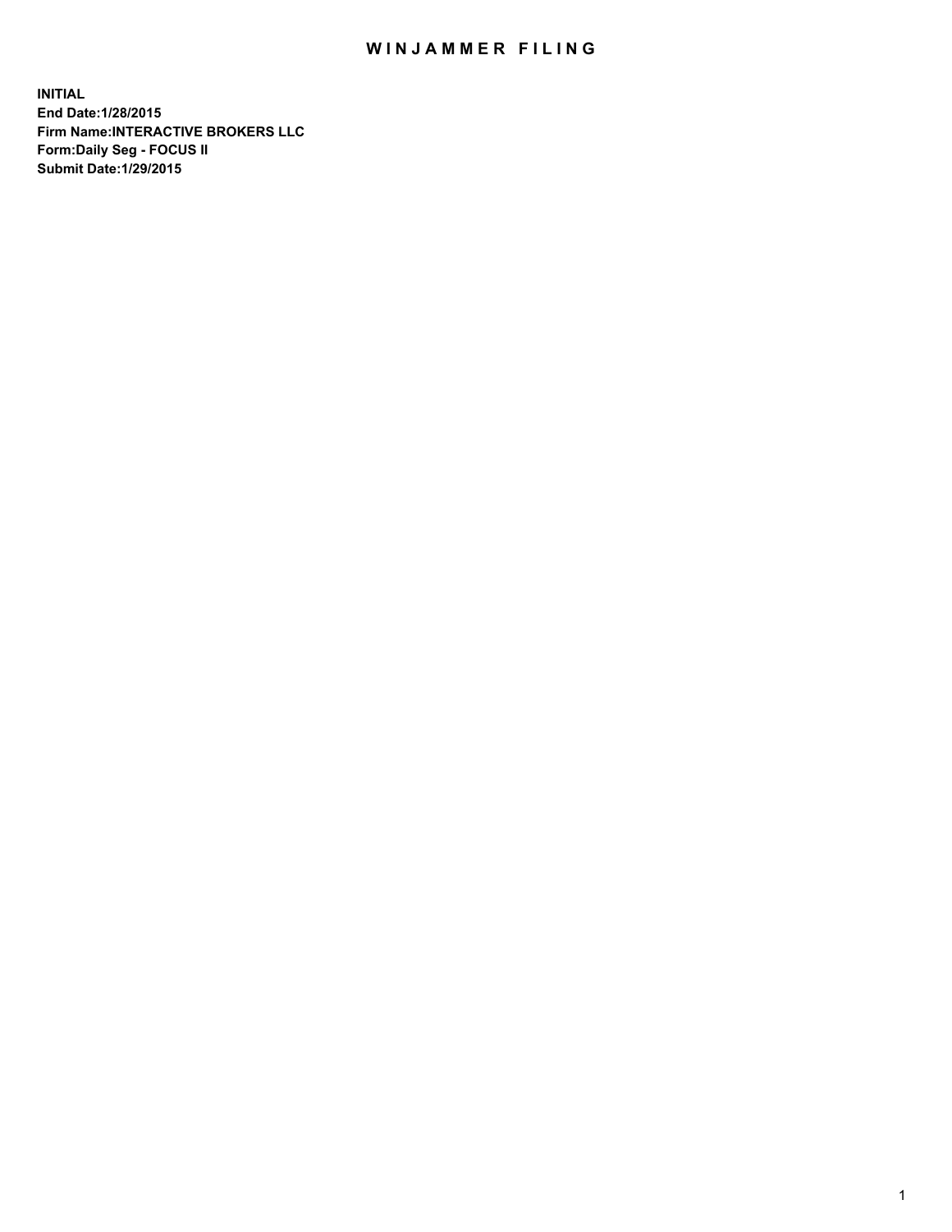# WINJAMMER FILING

**INITIAL**
**End Date:1/28/2015**
**Firm Name:INTERACTIVE BROKERS LLC**
**Form:Daily Seg - FOCUS II**
**Submit Date:1/29/2015**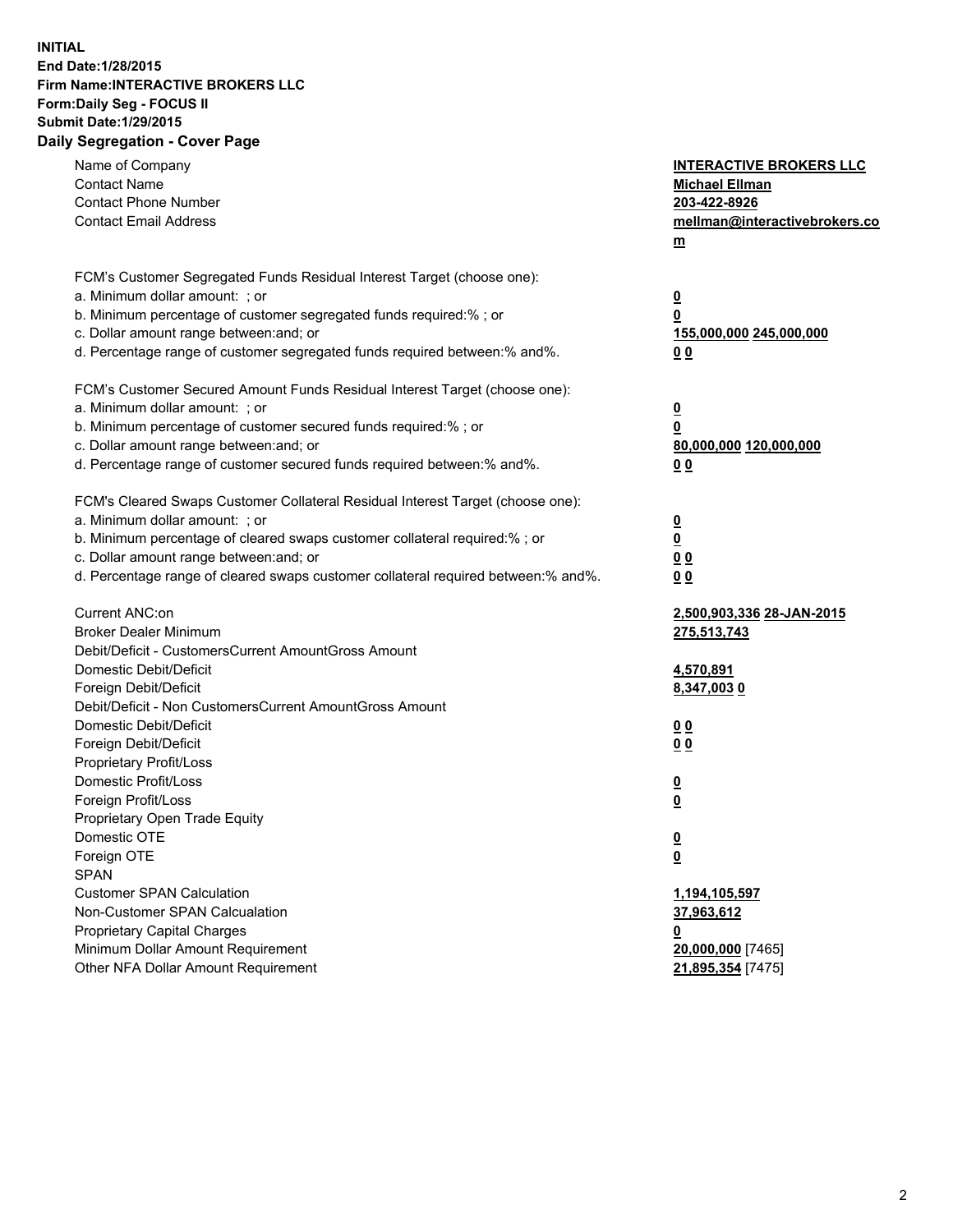**INITIAL**
**End Date:1/28/2015**
**Firm Name:INTERACTIVE BROKERS LLC**
**Form:Daily Seg - FOCUS II**
**Submit Date:1/29/2015**

**Daily Segregation - Cover Page**

| | |
|---|---|
| Name of Company | **INTERACTIVE BROKERS LLC** |
| Contact Name | **Michael Ellman** |
| Contact Phone Number | **203-422-8926** |
| Contact Email Address | **mellman@interactivebrokers.com** |
| FCM's Customer Segregated Funds Residual Interest Target (choose one): | |
| a. Minimum dollar amount: ; or | **0** |
| b. Minimum percentage of customer segregated funds required:% ; or | **0** |
| c. Dollar amount range between:and; or | **155,000,000 245,000,000** |
| d. Percentage range of customer segregated funds required between:% and%. | **0 0** |
| FCM's Customer Secured Amount Funds Residual Interest Target (choose one): | |
| a. Minimum dollar amount: ; or | **0** |
| b. Minimum percentage of customer secured funds required:% ; or | **0** |
| c. Dollar amount range between:and; or | **80,000,000 120,000,000** |
| d. Percentage range of customer secured funds required between:% and%. | **0 0** |
| FCM's Cleared Swaps Customer Collateral Residual Interest Target (choose one): | |
| a. Minimum dollar amount: ; or | **0** |
| b. Minimum percentage of cleared swaps customer collateral required:% ; or | **0** |
| c. Dollar amount range between:and; or | **0 0** |
| d. Percentage range of cleared swaps customer collateral required between:% and%. | **0 0** |
| Current ANC:on | **2,500,903,336 28-JAN-2015** |
| Broker Dealer Minimum | **275,513,743** |
| Debit/Deficit - CustomersCurrent AmountGross Amount | |
| Domestic Debit/Deficit | **4,570,891** |
| Foreign Debit/Deficit | **8,347,003 0** |
| Debit/Deficit - Non CustomersCurrent AmountGross Amount | |
| Domestic Debit/Deficit | **0 0** |
| Foreign Debit/Deficit | **0 0** |
| Proprietary Profit/Loss | |
| Domestic Profit/Loss | **0** |
| Foreign Profit/Loss | **0** |
| Proprietary Open Trade Equity | |
| Domestic OTE | **0** |
| Foreign OTE | **0** |
| SPAN | |
| Customer SPAN Calculation | **1,194,105,597** |
| Non-Customer SPAN Calcualation | **37,963,612** |
| Proprietary Capital Charges | **0** |
| Minimum Dollar Amount Requirement | **20,000,000** [7465] |
| Other NFA Dollar Amount Requirement | **21,895,354** [7475] |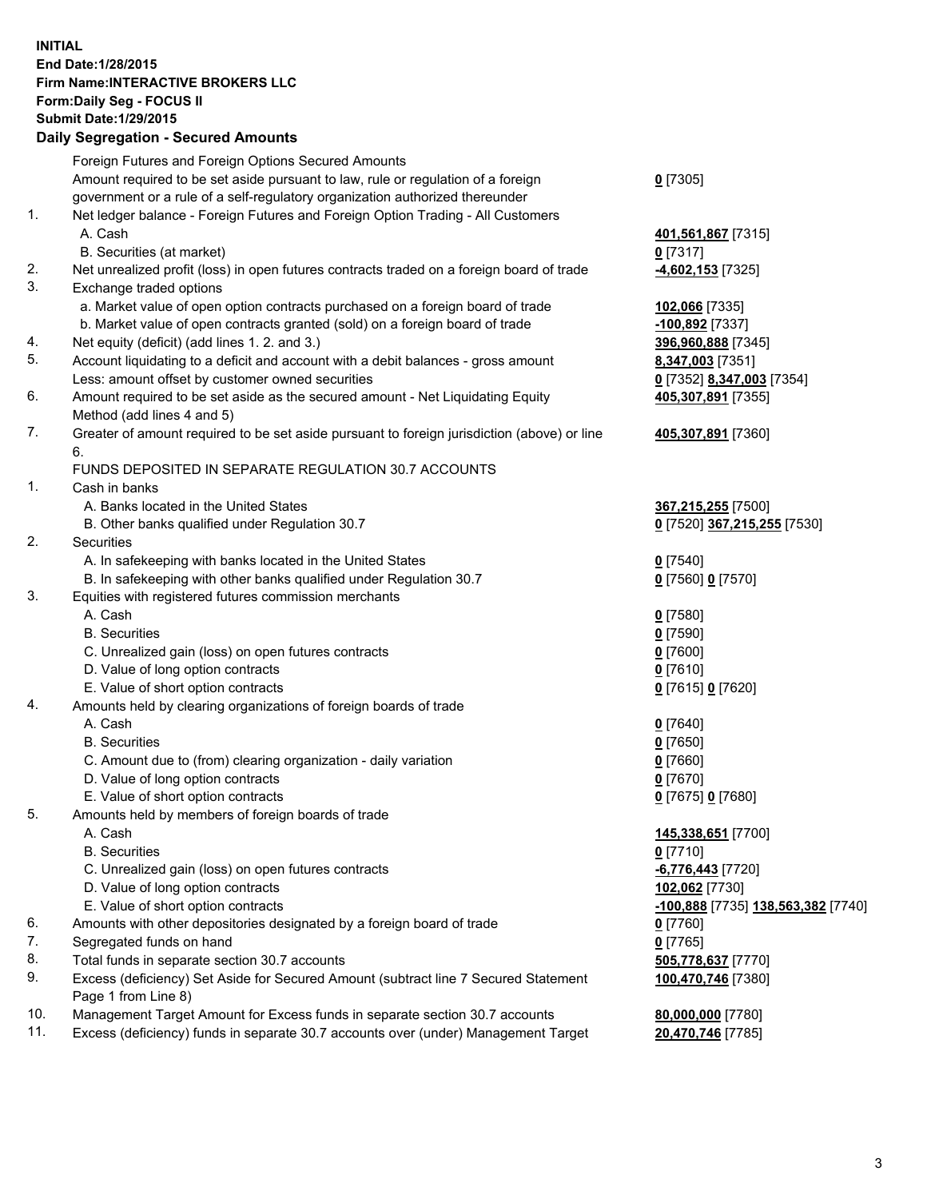**INITIAL**
**End Date:1/28/2015**
**Firm Name:INTERACTIVE BROKERS LLC**
**Form:Daily Seg - FOCUS II**
**Submit Date:1/29/2015**

## Daily Segregation - Secured Amounts

| | | |
|---|---|---|
| | Foreign Futures and Foreign Options Secured Amounts | |
| | Amount required to be set aside pursuant to law, rule or regulation of a foreign government or a rule of a self-regulatory organization authorized thereunder | **0** [7305] |
| 1. | Net ledger balance - Foreign Futures and Foreign Option Trading - All Customers | |
| | A. Cash | **401,561,867** [7315] |
| | B. Securities (at market) | **0** [7317] |
| 2. | Net unrealized profit (loss) in open futures contracts traded on a foreign board of trade | **-4,602,153** [7325] |
| 3. | Exchange traded options | |
| | a. Market value of open option contracts purchased on a foreign board of trade | **102,066** [7335] |
| | b. Market value of open contracts granted (sold) on a foreign board of trade | **-100,892** [7337] |
| 4. | Net equity (deficit) (add lines 1. 2. and 3.) | **396,960,888** [7345] |
| 5. | Account liquidating to a deficit and account with a debit balances - gross amount | **8,347,003** [7351] |
| | Less: amount offset by customer owned securities | **0** [7352] **8,347,003** [7354] |
| 6. | Amount required to be set aside as the secured amount - Net Liquidating Equity Method (add lines 4 and 5) | **405,307,891** [7355] |
| 7. | Greater of amount required to be set aside pursuant to foreign jurisdiction (above) or line 6. | **405,307,891** [7360] |
| | FUNDS DEPOSITED IN SEPARATE REGULATION 30.7 ACCOUNTS | |
| 1. | Cash in banks | |
| | A. Banks located in the United States | **367,215,255** [7500] |
| | B. Other banks qualified under Regulation 30.7 | **0** [7520] **367,215,255** [7530] |
| 2. | Securities | |
| | A. In safekeeping with banks located in the United States | **0** [7540] |
| | B. In safekeeping with other banks qualified under Regulation 30.7 | **0** [7560] **0** [7570] |
| 3. | Equities with registered futures commission merchants | |
| | A. Cash | **0** [7580] |
| | B. Securities | **0** [7590] |
| | C. Unrealized gain (loss) on open futures contracts | **0** [7600] |
| | D. Value of long option contracts | **0** [7610] |
| | E. Value of short option contracts | **0** [7615] **0** [7620] |
| 4. | Amounts held by clearing organizations of foreign boards of trade | |
| | A. Cash | **0** [7640] |
| | B. Securities | **0** [7650] |
| | C. Amount due to (from) clearing organization - daily variation | **0** [7660] |
| | D. Value of long option contracts | **0** [7670] |
| | E. Value of short option contracts | **0** [7675] **0** [7680] |
| 5. | Amounts held by members of foreign boards of trade | |
| | A. Cash | **145,338,651** [7700] |
| | B. Securities | **0** [7710] |
| | C. Unrealized gain (loss) on open futures contracts | **-6,776,443** [7720] |
| | D. Value of long option contracts | **102,062** [7730] |
| | E. Value of short option contracts | **-100,888** [7735] **138,563,382** [7740] |
| 6. | Amounts with other depositories designated by a foreign board of trade | **0** [7760] |
| 7. | Segregated funds on hand | **0** [7765] |
| 8. | Total funds in separate section 30.7 accounts | **505,778,637** [7770] |
| 9. | Excess (deficiency) Set Aside for Secured Amount (subtract line 7 Secured Statement Page 1 from Line 8) | **100,470,746** [7380] |
| 10. | Management Target Amount for Excess funds in separate section 30.7 accounts | **80,000,000** [7780] |
| 11. | Excess (deficiency) funds in separate 30.7 accounts over (under) Management Target | **20,470,746** [7785] |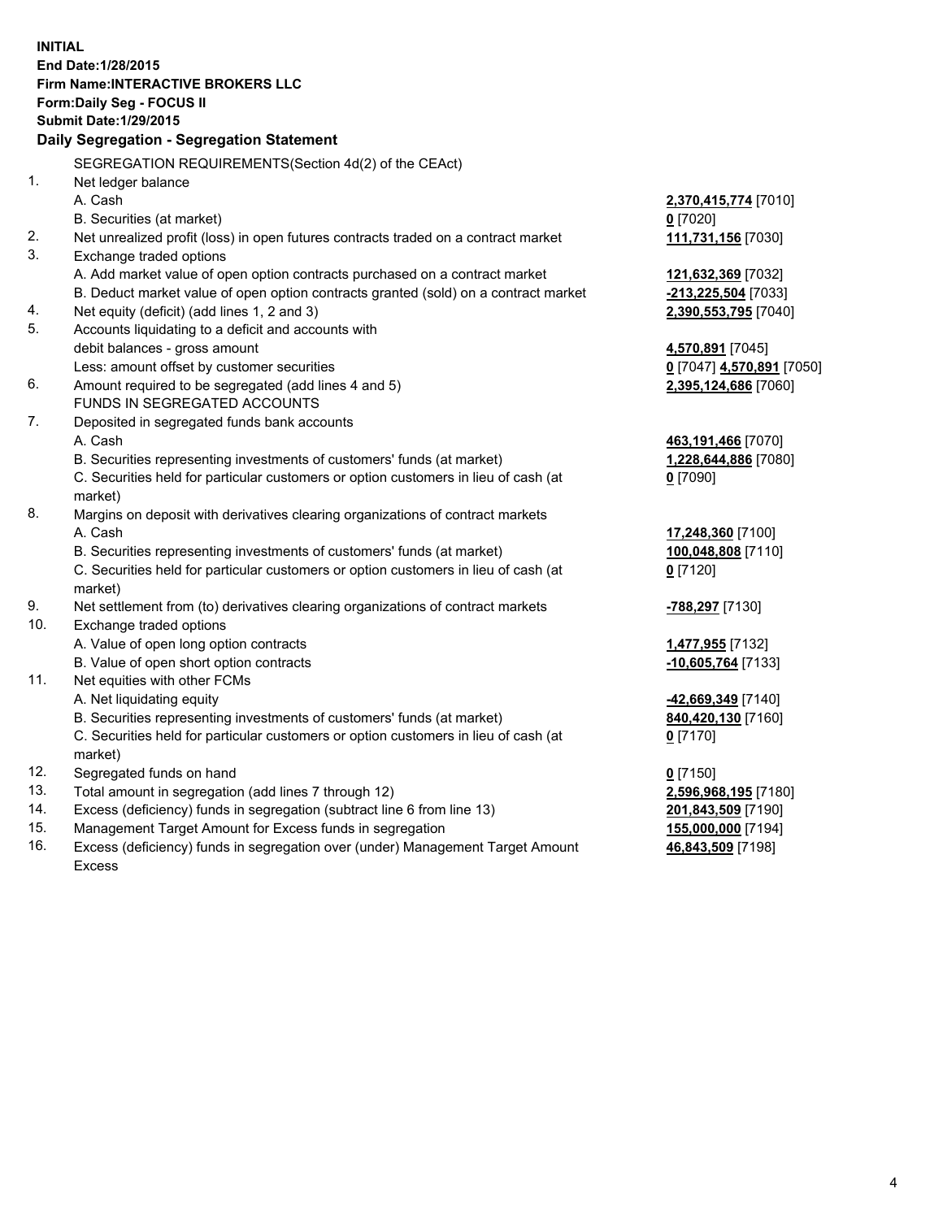**INITIAL**
**End Date:1/28/2015**
**Firm Name:INTERACTIVE BROKERS LLC**
**Form:Daily Seg - FOCUS II**
**Submit Date:1/29/2015**

## Daily Segregation - Segregation Statement

SEGREGATION REQUIREMENTS(Section 4d(2) of the CEAct)

| | | |
|---|---|---|
| 1. | Net ledger balance | |
| | A. Cash | **2,370,415,774** [7010] |
| | B. Securities (at market) | **0** [7020] |
| 2. | Net unrealized profit (loss) in open futures contracts traded on a contract market | **111,731,156** [7030] |
| 3. | Exchange traded options | |
| | A. Add market value of open option contracts purchased on a contract market | **121,632,369** [7032] |
| | B. Deduct market value of open option contracts granted (sold) on a contract market | **-213,225,504** [7033] |
| 4. | Net equity (deficit) (add lines 1, 2 and 3) | **2,390,553,795** [7040] |
| 5. | Accounts liquidating to a deficit and accounts with debit balances - gross amount | **4,570,891** [7045] |
| | Less: amount offset by customer securities | **0** [7047] **4,570,891** [7050] |
| 6. | Amount required to be segregated (add lines 4 and 5) | **2,395,124,686** [7060] |
| | FUNDS IN SEGREGATED ACCOUNTS | |
| 7. | Deposited in segregated funds bank accounts | |
| | A. Cash | **463,191,466** [7070] |
| | B. Securities representing investments of customers' funds (at market) | **1,228,644,886** [7080] |
| | C. Securities held for particular customers or option customers in lieu of cash (at market) | **0** [7090] |
| 8. | Margins on deposit with derivatives clearing organizations of contract markets | |
| | A. Cash | **17,248,360** [7100] |
| | B. Securities representing investments of customers' funds (at market) | **100,048,808** [7110] |
| | C. Securities held for particular customers or option customers in lieu of cash (at market) | **0** [7120] |
| 9. | Net settlement from (to) derivatives clearing organizations of contract markets | **-788,297** [7130] |
| 10. | Exchange traded options | |
| | A. Value of open long option contracts | **1,477,955** [7132] |
| | B. Value of open short option contracts | **-10,605,764** [7133] |
| 11. | Net equities with other FCMs | |
| | A. Net liquidating equity | **-42,669,349** [7140] |
| | B. Securities representing investments of customers' funds (at market) | **840,420,130** [7160] |
| | C. Securities held for particular customers or option customers in lieu of cash (at market) | **0** [7170] |
| 12. | Segregated funds on hand | **0** [7150] |
| 13. | Total amount in segregation (add lines 7 through 12) | **2,596,968,195** [7180] |
| 14. | Excess (deficiency) funds in segregation (subtract line 6 from line 13) | **201,843,509** [7190] |
| 15. | Management Target Amount for Excess funds in segregation | **155,000,000** [7194] |
| 16. | Excess (deficiency) funds in segregation over (under) Management Target Amount Excess | **46,843,509** [7198] |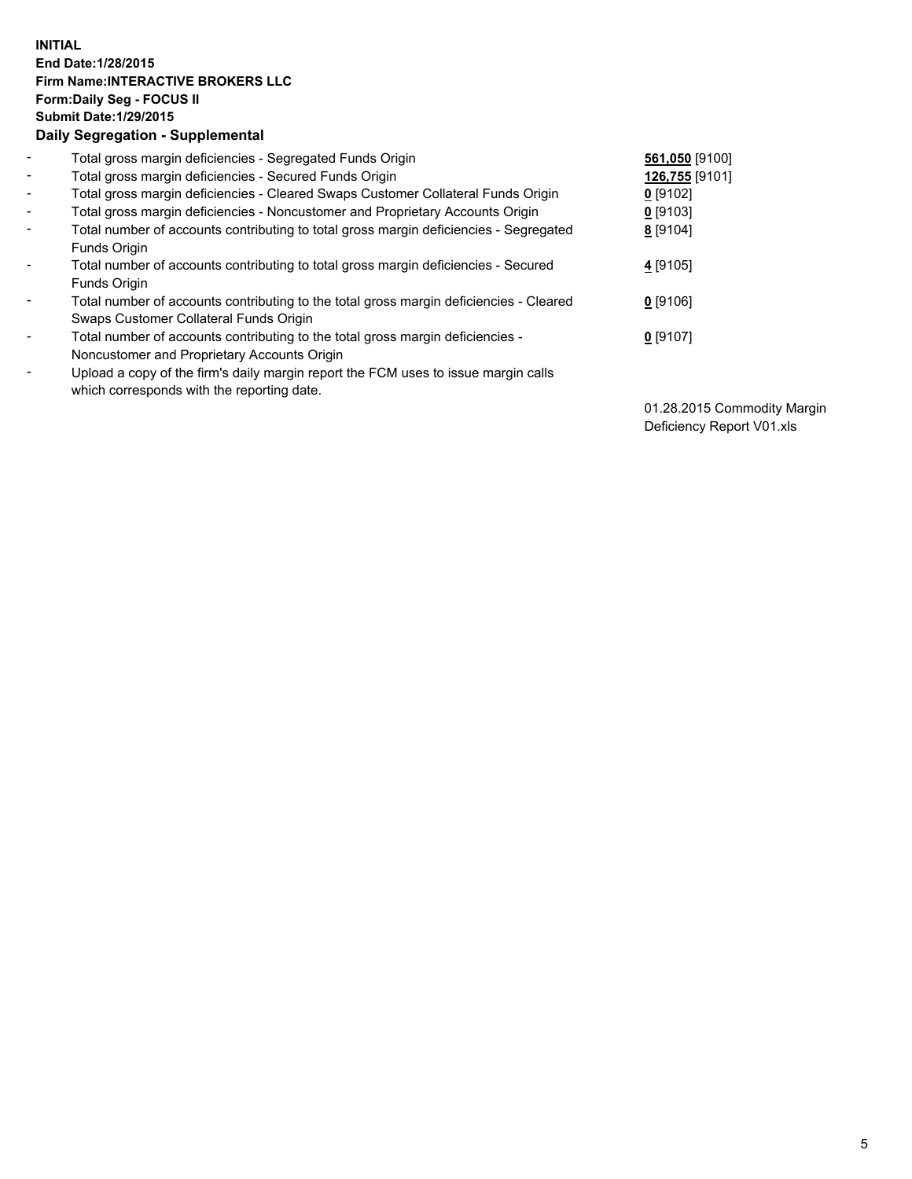**INITIAL**
**End Date:1/28/2015**
**Firm Name:INTERACTIVE BROKERS LLC**
**Form:Daily Seg - FOCUS II**
**Submit Date:1/29/2015**

**Daily Segregation - Supplemental**

| | | |
|---|---|---|
| - | Total gross margin deficiencies - Segregated Funds Origin | **561,050** [9100] |
| - | Total gross margin deficiencies - Secured Funds Origin | **126,755** [9101] |
| - | Total gross margin deficiencies - Cleared Swaps Customer Collateral Funds Origin | **0** [9102] |
| - | Total gross margin deficiencies - Noncustomer and Proprietary Accounts Origin | **0** [9103] |
| - | Total number of accounts contributing to total gross margin deficiencies - Segregated Funds Origin | **8** [9104] |
| - | Total number of accounts contributing to total gross margin deficiencies - Secured Funds Origin | **4** [9105] |
| - | Total number of accounts contributing to the total gross margin deficiencies - Cleared Swaps Customer Collateral Funds Origin | **0** [9106] |
| - | Total number of accounts contributing to the total gross margin deficiencies - Noncustomer and Proprietary Accounts Origin | **0** [9107] |
| - | Upload a copy of the firm's daily margin report the FCM uses to issue margin calls which corresponds with the reporting date. | 01.28.2015 Commodity Margin Deficiency Report V01.xls |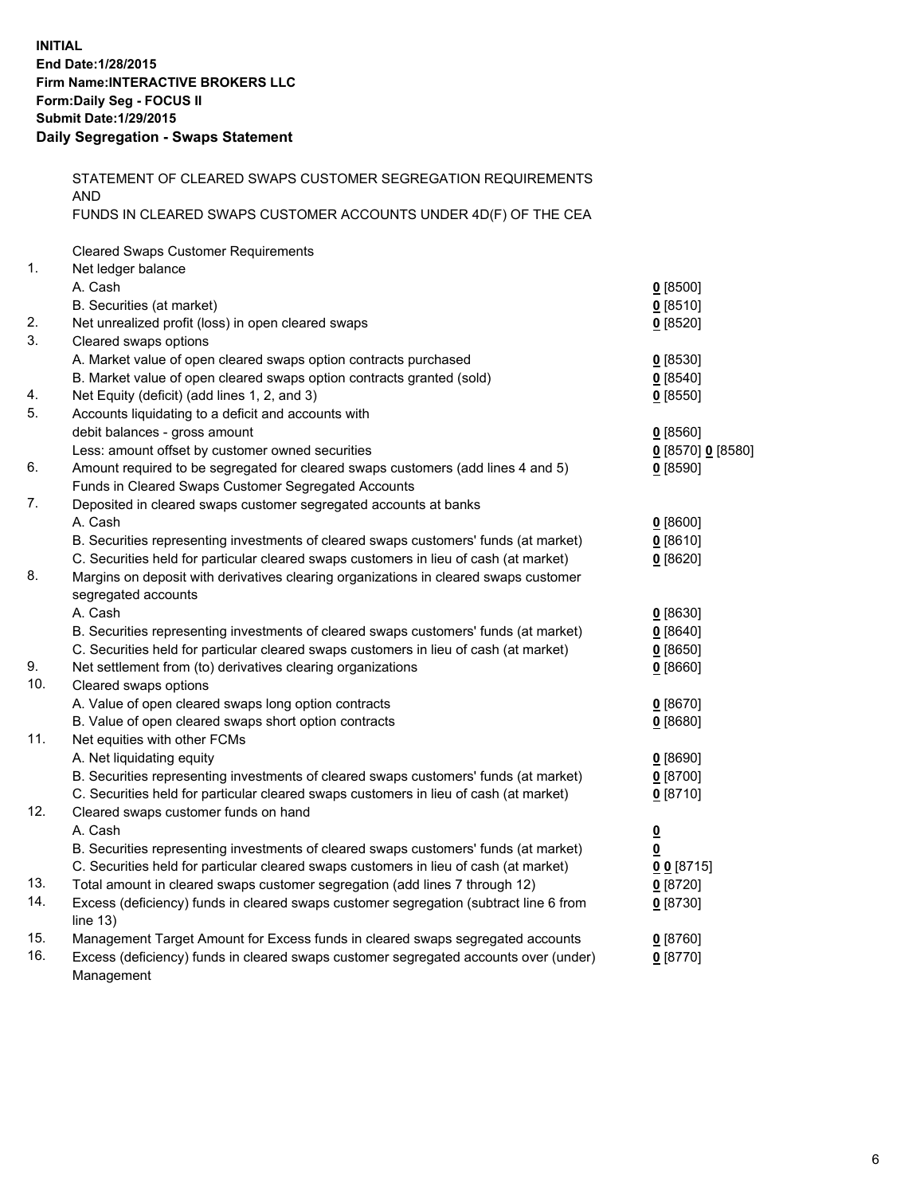**INITIAL**
**End Date:1/28/2015**
**Firm Name:INTERACTIVE BROKERS LLC**
**Form:Daily Seg - FOCUS II**
**Submit Date:1/29/2015**
**Daily Segregation - Swaps Statement**

STATEMENT OF CLEARED SWAPS CUSTOMER SEGREGATION REQUIREMENTS
AND
FUNDS IN CLEARED SWAPS CUSTOMER ACCOUNTS UNDER 4D(F) OF THE CEA

| | | |
|---|---|---|
| | Cleared Swaps Customer Requirements | |
| 1. | Net ledger balance | |
| | A. Cash | 0 [8500] |
| | B. Securities (at market) | 0 [8510] |
| 2. | Net unrealized profit (loss) in open cleared swaps | 0 [8520] |
| 3. | Cleared swaps options | |
| | A. Market value of open cleared swaps option contracts purchased | 0 [8530] |
| | B. Market value of open cleared swaps option contracts granted (sold) | 0 [8540] |
| 4. | Net Equity (deficit) (add lines 1, 2, and 3) | 0 [8550] |
| 5. | Accounts liquidating to a deficit and accounts with | |
| | debit balances - gross amount | 0 [8560] |
| | Less: amount offset by customer owned securities | 0 [8570] 0 [8580] |
| 6. | Amount required to be segregated for cleared swaps customers (add lines 4 and 5) | 0 [8590] |
| | Funds in Cleared Swaps Customer Segregated Accounts | |
| 7. | Deposited in cleared swaps customer segregated accounts at banks | |
| | A. Cash | 0 [8600] |
| | B. Securities representing investments of cleared swaps customers' funds (at market) | 0 [8610] |
| | C. Securities held for particular cleared swaps customers in lieu of cash (at market) | 0 [8620] |
| 8. | Margins on deposit with derivatives clearing organizations in cleared swaps customer segregated accounts | |
| | A. Cash | 0 [8630] |
| | B. Securities representing investments of cleared swaps customers' funds (at market) | 0 [8640] |
| | C. Securities held for particular cleared swaps customers in lieu of cash (at market) | 0 [8650] |
| 9. | Net settlement from (to) derivatives clearing organizations | 0 [8660] |
| 10. | Cleared swaps options | |
| | A. Value of open cleared swaps long option contracts | 0 [8670] |
| | B. Value of open cleared swaps short option contracts | 0 [8680] |
| 11. | Net equities with other FCMs | |
| | A. Net liquidating equity | 0 [8690] |
| | B. Securities representing investments of cleared swaps customers' funds (at market) | 0 [8700] |
| | C. Securities held for particular cleared swaps customers in lieu of cash (at market) | 0 [8710] |
| 12. | Cleared swaps customer funds on hand | |
| | A. Cash | 0 |
| | B. Securities representing investments of cleared swaps customers' funds (at market) | 0 |
| | C. Securities held for particular cleared swaps customers in lieu of cash (at market) | 0 0 [8715] |
| 13. | Total amount in cleared swaps customer segregation (add lines 7 through 12) | 0 [8720] |
| 14. | Excess (deficiency) funds in cleared swaps customer segregation (subtract line 6 from line 13) | 0 [8730] |
| 15. | Management Target Amount for Excess funds in cleared swaps segregated accounts | 0 [8760] |
| 16. | Excess (deficiency) funds in cleared swaps customer segregated accounts over (under) Management | 0 [8770] |